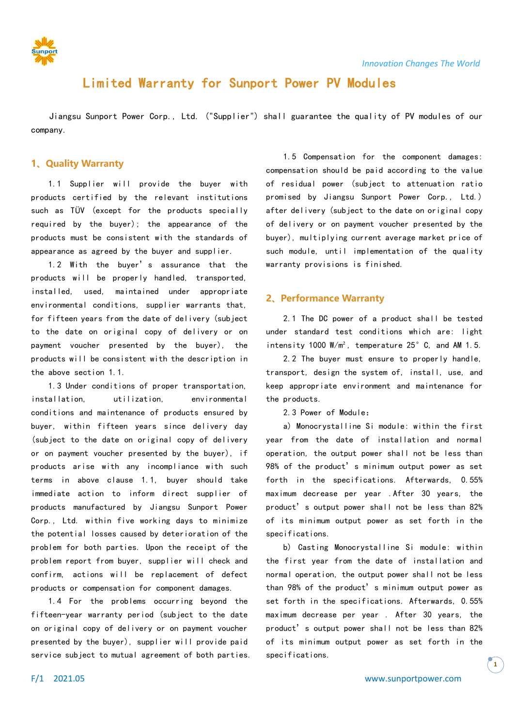# Limited Warranty for Sunport Power PV Modules

Jiangsu Sunport Power Corp., Ltd. ("Supplier") shall guarantee the quality of PV modules of our company.

## 1、Quality Warranty

1.1 Supplier will provide the buyer with products certified by the relevant institutions such as TÜV (except for the products specially required by the buyer); the appearance of the products must be consistent with the standards of appearance as agreed by the buyer and supplier.

1.2 With the buyer's assurance that the products will be properly handled, transported, installed, used, maintained under appropriate environmental conditions, supplier warrants that, for fifteen years from the date of delivery (subject to the date on original copy of delivery or on payment voucher presented by the buyer), the products will be consistent with the description in the above section 1.1.

1.3 Under conditions of proper transportation, installation, utilization, environmental conditions and maintenance of products ensured by buyer, within fifteen years since delivery day (subject to the date on original copy of delivery or on payment voucher presented by the buyer), if products arise with any incompliance with such terms in above clause 1.1, buyer should take immediate action to inform direct supplier of products manufactured by Jiangsu Sunport Power Corp., Ltd. within five working days to minimize the potential losses caused by deterioration of the problem for both parties. Upon the receipt of the problem report from buyer, supplier will check and confirm, actions will be replacement of defect products or compensation for component damages.

1.4 For the problems occurring beyond the fifteen-year warranty period (subject to the date on original copy of delivery or on payment voucher presented by the buyer), supplier will provide paid service subject to mutual agreement of both parties.

1.5 Compensation for the component damages: compensation should be paid according to the value of residual power (subject to attenuation ratio promised by Jiangsu Sunport Power Corp., Ltd.) after delivery (subject to the date on original copy of delivery or on payment voucher presented by the buyer), multiplying current average market price of such module, until implementation of the quality warranty provisions is finished.

## 2、Performance Warranty

2.1 The DC power of a product shall be tested under standard test conditions which are: light intensity 1000 W/m², temperature 25° C, and AM 1.5.

2.2 The buyer must ensure to properly handle, transport, design the system of, install, use, and keep appropriate environment and maintenance for the products.

2.3 Power of Module:

a) Monocrystalline Si module: within the first year from the date of installation and normal operation, the output power shall not be less than 98% of the product's minimum output power as set forth in the specifications. Afterwards, 0.55% maximum decrease per year .After 30 years, the product's output power shall not be less than 82% of its minimum output power as set forth in the specifications.

b) Casting Monocrystalline Si module: within the first year from the date of installation and normal operation, the output power shall not be less than 98% of the product's minimum output power as set forth in the specifications. Afterwards, 0.55% maximum decrease per year . After 30 years, the product's output power shall not be less than 82% of its minimum output power as set forth in the specifications.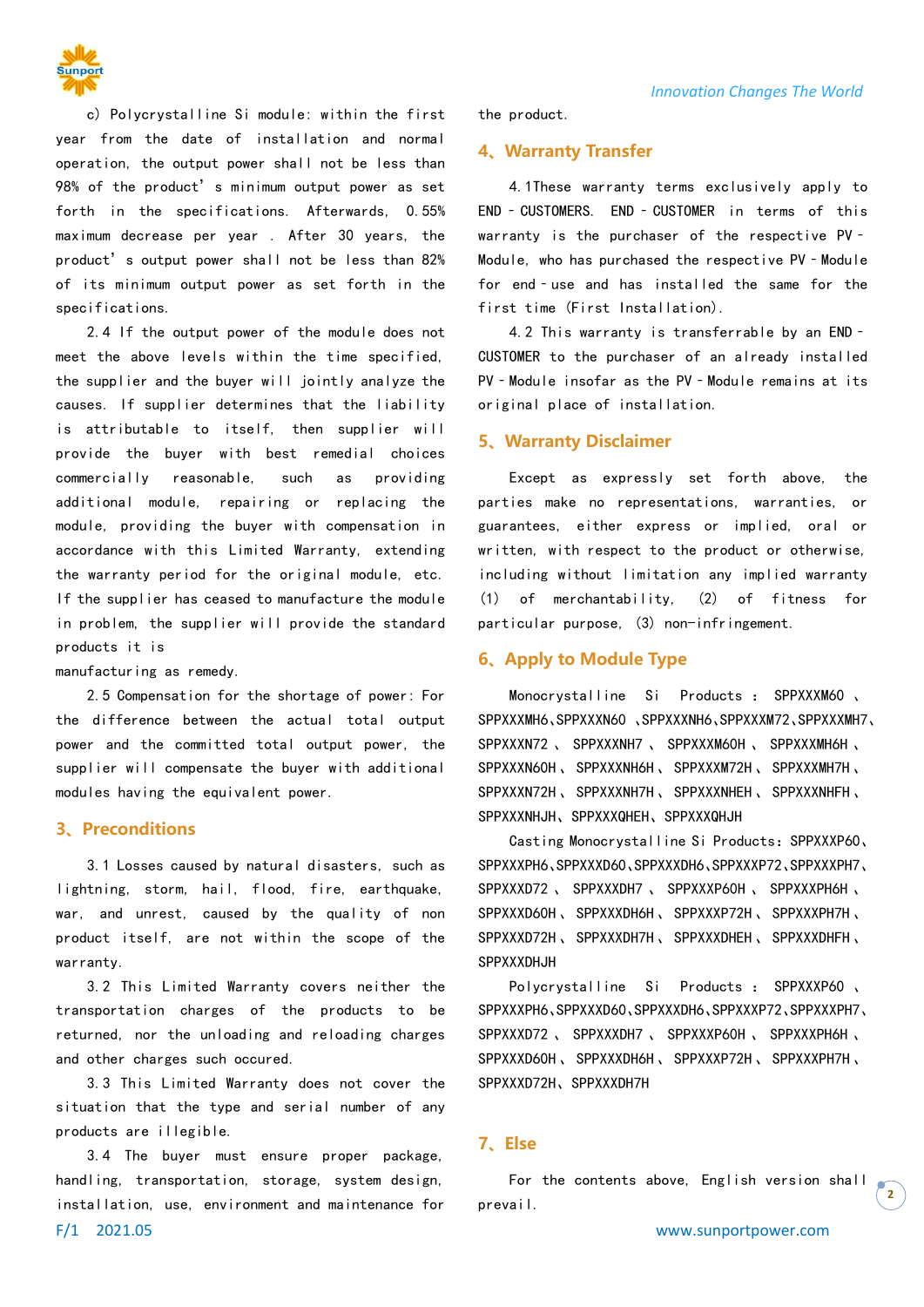c) Polycrystalline Si module: within the first year from the date of installation and normal operation, the output power shall not be less than 98% of the product's minimum output power as set forth in the specifications. Afterwards, 0.55% maximum decrease per year. After 30 years, the product's output power shall not be less than 82% of its minimum output power as set forth in the specifications.

2.4 If the output power of the module does not meet the above levels within the time specified, the supplier and the buyer will jointly analyze the causes. If supplier determines that the liability is attributable to itself, then supplier will provide the buyer with best remedial choices commercially reasonable, such as providing additional module, repairing or replacing the module, providing the buyer with compensation in accordance with this Limited Warranty, extending the warranty period for the original module, etc. If the supplier has ceased to manufacture the module in problem, the supplier will provide the standard products it is manufacturing as remedy.

2.5 Compensation for the shortage of power: For the difference between the actual total output power and the committed total output power, the supplier will compensate the buyer with additional modules having the equivalent power.

## 3、Preconditions

3.1 Losses caused by natural disasters, such as lightning, storm, hail, flood, fire, earthquake, war, and unrest, caused by the quality of non product itself, are not within the scope of the warranty.

3.2 This Limited Warranty covers neither the transportation charges of the products to be returned, nor the unloading and reloading charges and other charges such occured.

3.3 This Limited Warranty does not cover the situation that the type and serial number of any products are illegible.

3.4 The buyer must ensure proper package, handling, transportation, storage, system design, installation, use, environment and maintenance for the product.

## 4、Warranty Transfer

4.1These warranty terms exclusively apply to END - CUSTOMERS. END - CUSTOMER in terms of this warranty is the purchaser of the respective PV - Module, who has purchased the respective PV - Module for end - use and has installed the same for the first time (First Installation).

4.2 This warranty is transferrable by an END - CUSTOMER to the purchaser of an already installed PV - Module insofar as the PV - Module remains at its original place of installation.

## 5、Warranty Disclaimer

Except as expressly set forth above, the parties make no representations, warranties, or guarantees, either express or implied, oral or written, with respect to the product or otherwise, including without limitation any implied warranty (1) of merchantability, (2) of fitness for particular purpose, (3) non-infringement.

## 6、Apply to Module Type

Monocrystalline Si Products : SPPXXXM60 、SPPXXXMH6、SPPXXXN60 、SPPXXXNH6、SPPXXXM72、SPPXXXMH7、SPPXXXN72 、SPPXXXNH7 、SPPXXXM60H 、SPPXXXMH6H 、SPPXXXN60H 、SPPXXXNH6H 、SPPXXXM72H 、SPPXXXMH7H 、SPPXXXN72H 、SPPXXXNH7H 、SPPXXXNHEH 、SPPXXXNHFH 、SPPXXXNHJH、SPPXXXQHEH、SPPXXXQHJH

Casting Monocrystalline Si Products: SPPXXXP60、SPPXXXPH6、SPPXXXD60、SPPXXXDH6、SPPXXXP72、SPPXXXPH7、SPPXXXD72 、SPPXXXDH7 、SPPXXXP60H 、SPPXXXPH6H 、SPPXXXD60H 、SPPXXXDH6H 、SPPXXXP72H 、SPPXXXPH7H 、SPPXXXD72H 、SPPXXXDH7H 、SPPXXXDHEH 、SPPXXXDHFH 、SPPXXXDHJH

Polycrystalline Si Products : SPPXXXP60 、SPPXXXPH6、SPPXXXD60、SPPXXXDH6、SPPXXXP72、SPPXXXPH7、SPPXXXD72 、SPPXXXDH7 、SPPXXXP60H 、SPPXXXPH6H 、SPPXXXD60H 、SPPXXXDH6H 、SPPXXXP72H 、SPPXXXPH7H 、SPPXXXD72H、SPPXXXDH7H

## 7、Else

For the contents above, English version shall prevail.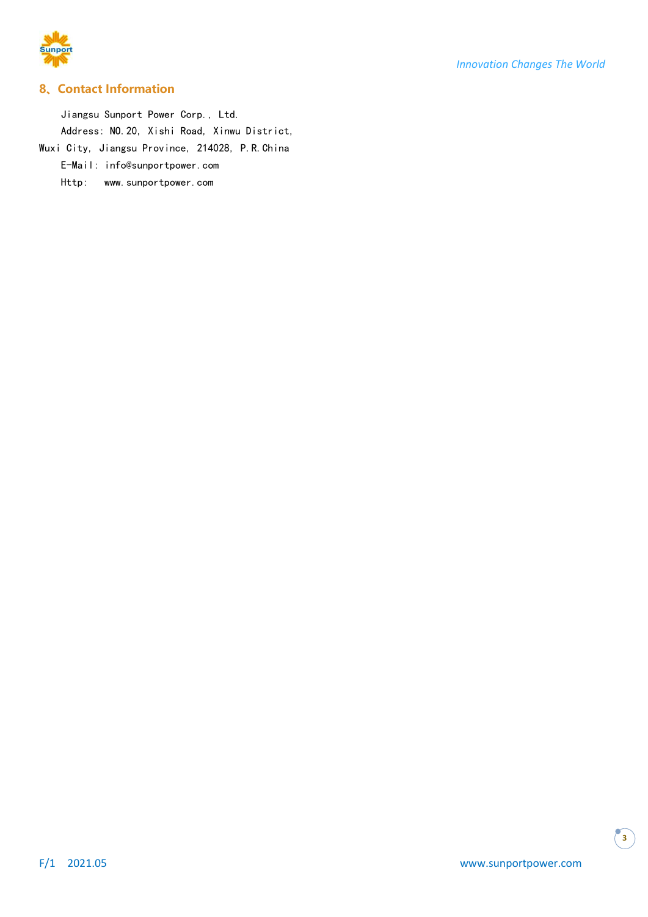## 8、Contact Information

Jiangsu Sunport Power Corp., Ltd.

Address: NO.20, Xishi Road, Xinwu District, Wuxi City, Jiangsu Province, 214028, P.R.China

E-Mail: info@sunportpower.com

Http: www.sunportpower.com